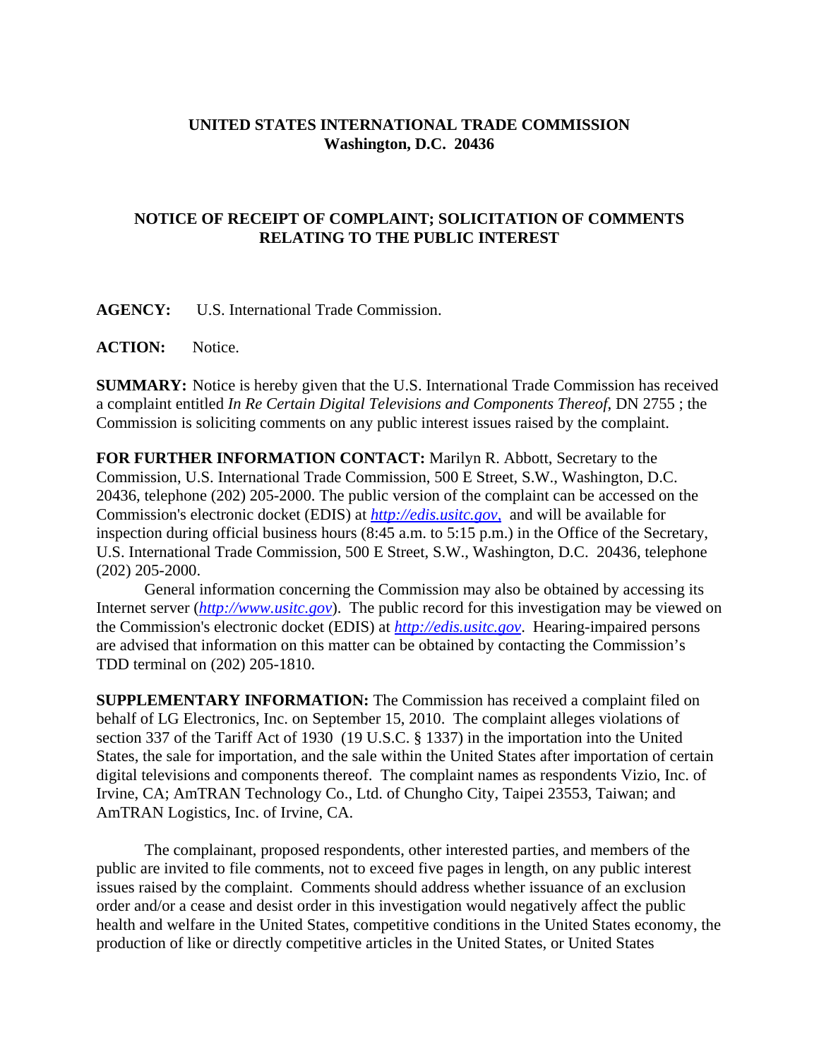**UNITED STATES INTERNATIONAL TRADE COMMISSION**
**Washington, D.C. 20436**

**NOTICE OF RECEIPT OF COMPLAINT; SOLICITATION OF COMMENTS RELATING TO THE PUBLIC INTEREST**

**AGENCY:** U.S. International Trade Commission.

**ACTION:** Notice.

**SUMMARY:** Notice is hereby given that the U.S. International Trade Commission has received a complaint entitled *In Re Certain Digital Televisions and Components Thereof,* DN 2755 ; the Commission is soliciting comments on any public interest issues raised by the complaint.

**FOR FURTHER INFORMATION CONTACT:** Marilyn R. Abbott, Secretary to the Commission, U.S. International Trade Commission, 500 E Street, S.W., Washington, D.C. 20436, telephone (202) 205-2000. The public version of the complaint can be accessed on the Commission's electronic docket (EDIS) at *http://edis.usitc.gov*, and will be available for inspection during official business hours (8:45 a.m. to 5:15 p.m.) in the Office of the Secretary, U.S. International Trade Commission, 500 E Street, S.W., Washington, D.C. 20436, telephone (202) 205-2000.

General information concerning the Commission may also be obtained by accessing its Internet server (*http://www.usitc.gov*). The public record for this investigation may be viewed on the Commission's electronic docket (EDIS) at *http://edis.usitc.gov*. Hearing-impaired persons are advised that information on this matter can be obtained by contacting the Commission's TDD terminal on (202) 205-1810.

**SUPPLEMENTARY INFORMATION:** The Commission has received a complaint filed on behalf of LG Electronics, Inc. on September 15, 2010. The complaint alleges violations of section 337 of the Tariff Act of 1930 (19 U.S.C. § 1337) in the importation into the United States, the sale for importation, and the sale within the United States after importation of certain digital televisions and components thereof. The complaint names as respondents Vizio, Inc. of Irvine, CA; AmTRAN Technology Co., Ltd. of Chungho City, Taipei 23553, Taiwan; and AmTRAN Logistics, Inc. of Irvine, CA.

The complainant, proposed respondents, other interested parties, and members of the public are invited to file comments, not to exceed five pages in length, on any public interest issues raised by the complaint. Comments should address whether issuance of an exclusion order and/or a cease and desist order in this investigation would negatively affect the public health and welfare in the United States, competitive conditions in the United States economy, the production of like or directly competitive articles in the United States, or United States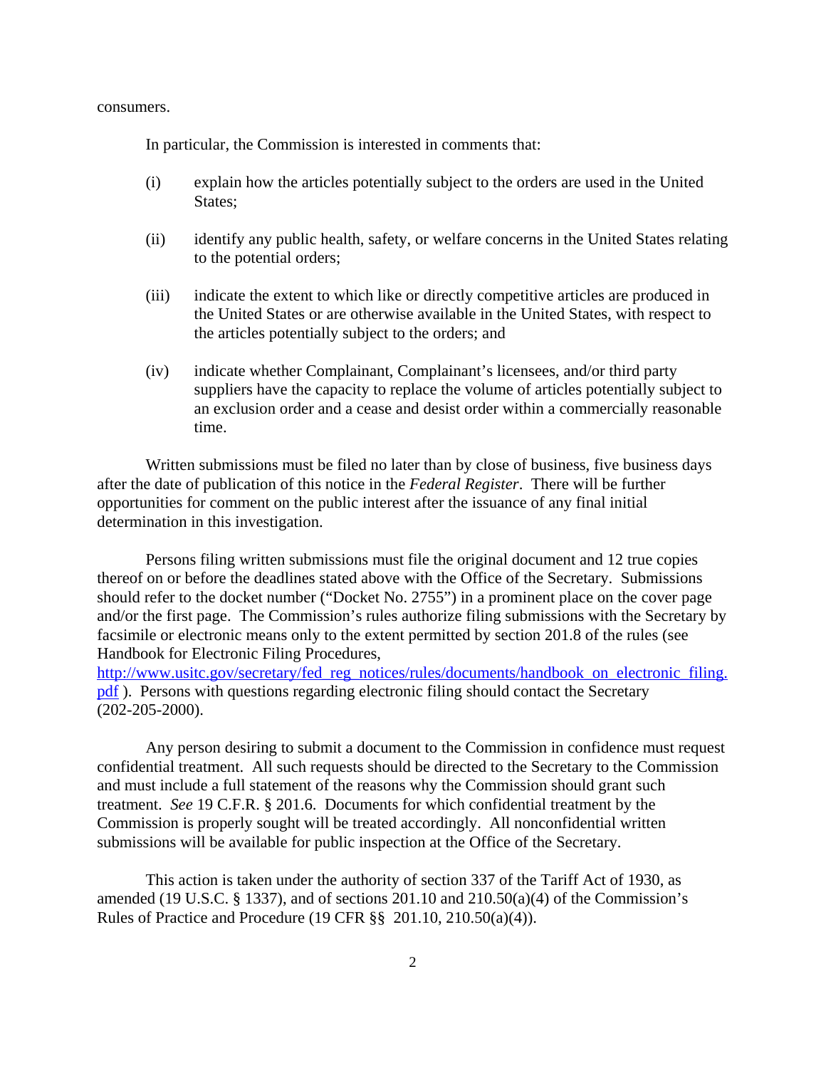consumers.

In particular, the Commission is interested in comments that:

(i) explain how the articles potentially subject to the orders are used in the United States;

(ii) identify any public health, safety, or welfare concerns in the United States relating to the potential orders;

(iii) indicate the extent to which like or directly competitive articles are produced in the United States or are otherwise available in the United States, with respect to the articles potentially subject to the orders; and

(iv) indicate whether Complainant, Complainant's licensees, and/or third party suppliers have the capacity to replace the volume of articles potentially subject to an exclusion order and a cease and desist order within a commercially reasonable time.

Written submissions must be filed no later than by close of business, five business days after the date of publication of this notice in the *Federal Register*. There will be further opportunities for comment on the public interest after the issuance of any final initial determination in this investigation.

Persons filing written submissions must file the original document and 12 true copies thereof on or before the deadlines stated above with the Office of the Secretary. Submissions should refer to the docket number ("Docket No. 2755") in a prominent place on the cover page and/or the first page. The Commission's rules authorize filing submissions with the Secretary by facsimile or electronic means only to the extent permitted by section 201.8 of the rules (see Handbook for Electronic Filing Procedures, http://www.usitc.gov/secretary/fed_reg_notices/rules/documents/handbook_on_electronic_filing.pdf ). Persons with questions regarding electronic filing should contact the Secretary (202-205-2000).

Any person desiring to submit a document to the Commission in confidence must request confidential treatment. All such requests should be directed to the Secretary to the Commission and must include a full statement of the reasons why the Commission should grant such treatment. *See* 19 C.F.R. § 201.6. Documents for which confidential treatment by the Commission is properly sought will be treated accordingly. All nonconfidential written submissions will be available for public inspection at the Office of the Secretary.

This action is taken under the authority of section 337 of the Tariff Act of 1930, as amended (19 U.S.C. § 1337), and of sections 201.10 and 210.50(a)(4) of the Commission's Rules of Practice and Procedure (19 CFR §§ 201.10, 210.50(a)(4)).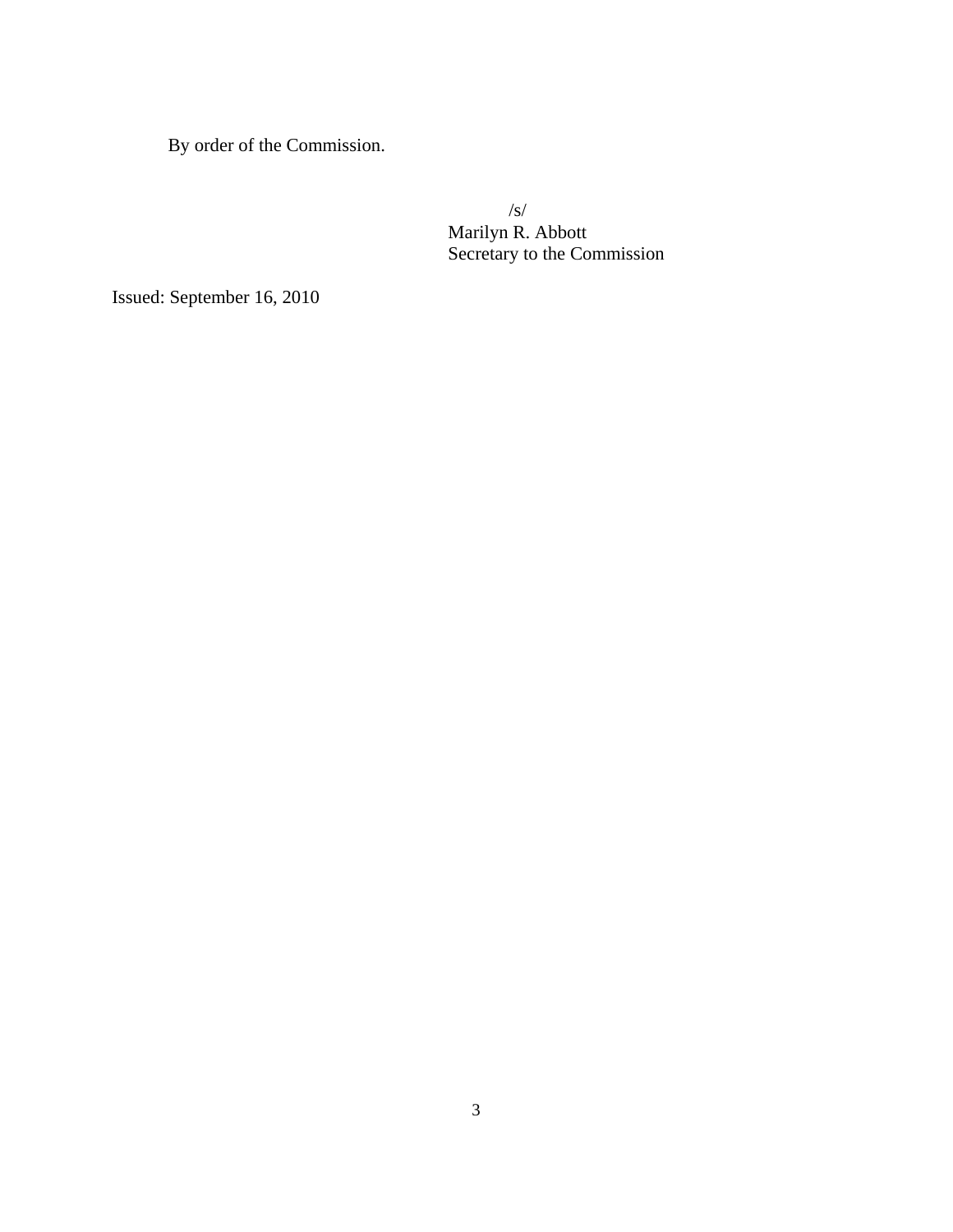By order of the Commission.

/s/
Marilyn R. Abbott
Secretary to the Commission

Issued: September 16, 2010